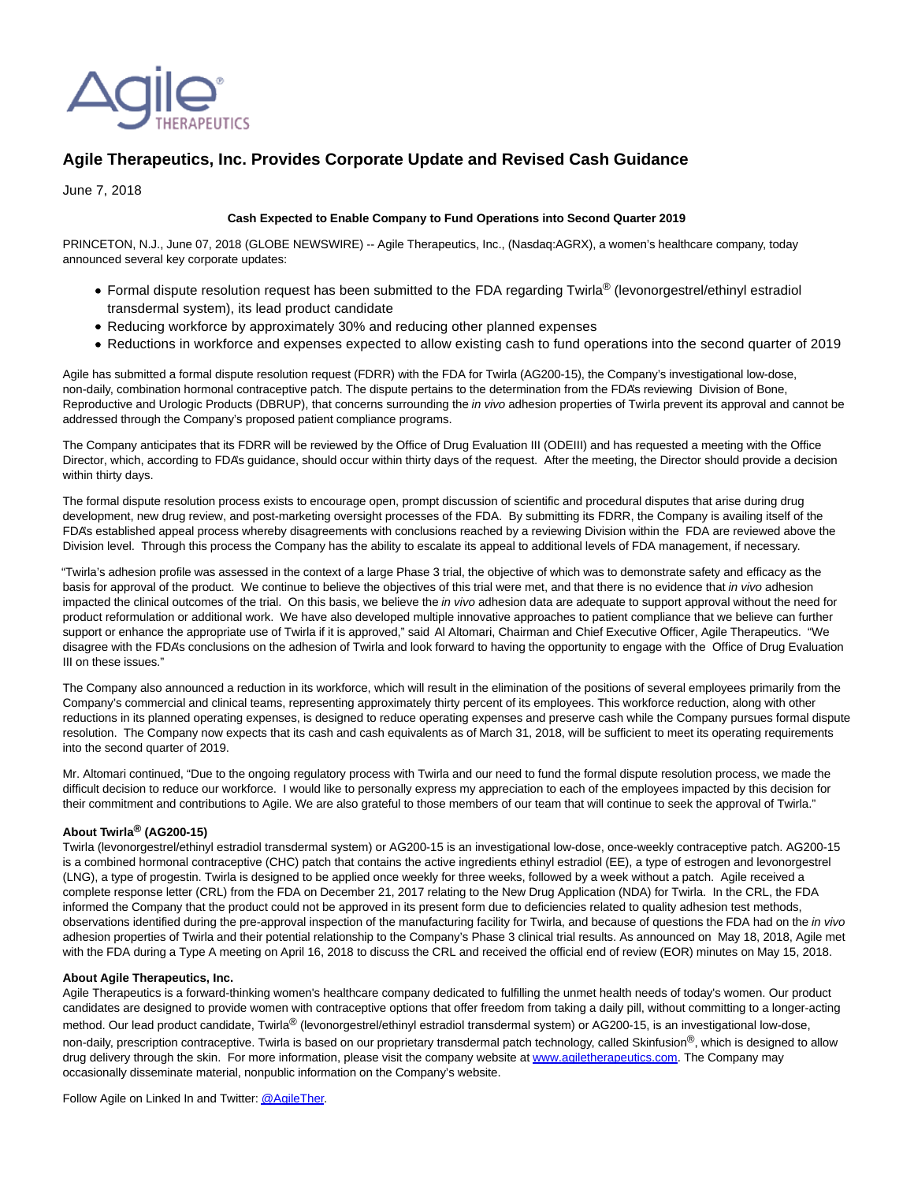# Agile Therapeutics, Inc. Provides Corporate Update and Revised Cash Guidance

June 7, 2018

**Cash Expected to Enable Company to Fund Operations into Second Quarter 2019**

PRINCETON, N.J., June 07, 2018 (GLOBE NEWSWIRE) -- Agile Therapeutics, Inc., (Nasdaq:AGRX), a women's healthcare company, today announced several key corporate updates:

- Formal dispute resolution request has been submitted to the FDA regarding Twirla® (levonorgestrel/ethinyl estradiol transdermal system), its lead product candidate
- Reducing workforce by approximately 30% and reducing other planned expenses
- Reductions in workforce and expenses expected to allow existing cash to fund operations into the second quarter of 2019

Agile has submitted a formal dispute resolution request (FDRR) with the FDA for Twirla (AG200-15), the Company's investigational low-dose, non-daily, combination hormonal contraceptive patch. The dispute pertains to the determination from the FDA's reviewing Division of Bone, Reproductive and Urologic Products (DBRUP), that concerns surrounding the *in vivo* adhesion properties of Twirla prevent its approval and cannot be addressed through the Company's proposed patient compliance programs.

The Company anticipates that its FDRR will be reviewed by the Office of Drug Evaluation III (ODEIII) and has requested a meeting with the Office Director, which, according to FDA's guidance, should occur within thirty days of the request. After the meeting, the Director should provide a decision within thirty days.

The formal dispute resolution process exists to encourage open, prompt discussion of scientific and procedural disputes that arise during drug development, new drug review, and post-marketing oversight processes of the FDA. By submitting its FDRR, the Company is availing itself of the FDA's established appeal process whereby disagreements with conclusions reached by a reviewing Division within the FDA are reviewed above the Division level. Through this process the Company has the ability to escalate its appeal to additional levels of FDA management, if necessary.

"Twirla's adhesion profile was assessed in the context of a large Phase 3 trial, the objective of which was to demonstrate safety and efficacy as the basis for approval of the product. We continue to believe the objectives of this trial were met, and that there is no evidence that *in vivo* adhesion impacted the clinical outcomes of the trial. On this basis, we believe the *in vivo* adhesion data are adequate to support approval without the need for product reformulation or additional work. We have also developed multiple innovative approaches to patient compliance that we believe can further support or enhance the appropriate use of Twirla if it is approved," said Al Altomari, Chairman and Chief Executive Officer, Agile Therapeutics. "We disagree with the FDA's conclusions on the adhesion of Twirla and look forward to having the opportunity to engage with the Office of Drug Evaluation III on these issues."

The Company also announced a reduction in its workforce, which will result in the elimination of the positions of several employees primarily from the Company's commercial and clinical teams, representing approximately thirty percent of its employees. This workforce reduction, along with other reductions in its planned operating expenses, is designed to reduce operating expenses and preserve cash while the Company pursues formal dispute resolution. The Company now expects that its cash and cash equivalents as of March 31, 2018, will be sufficient to meet its operating requirements into the second quarter of 2019.

Mr. Altomari continued, "Due to the ongoing regulatory process with Twirla and our need to fund the formal dispute resolution process, we made the difficult decision to reduce our workforce. I would like to personally express my appreciation to each of the employees impacted by this decision for their commitment and contributions to Agile. We are also grateful to those members of our team that will continue to seek the approval of Twirla."

**About Twirla® (AG200-15)**

Twirla (levonorgestrel/ethinyl estradiol transdermal system) or AG200-15 is an investigational low-dose, once-weekly contraceptive patch. AG200-15 is a combined hormonal contraceptive (CHC) patch that contains the active ingredients ethinyl estradiol (EE), a type of estrogen and levonorgestrel (LNG), a type of progestin. Twirla is designed to be applied once weekly for three weeks, followed by a week without a patch. Agile received a complete response letter (CRL) from the FDA on December 21, 2017 relating to the New Drug Application (NDA) for Twirla. In the CRL, the FDA informed the Company that the product could not be approved in its present form due to deficiencies related to quality adhesion test methods, observations identified during the pre-approval inspection of the manufacturing facility for Twirla, and because of questions the FDA had on the *in vivo* adhesion properties of Twirla and their potential relationship to the Company's Phase 3 clinical trial results. As announced on May 18, 2018, Agile met with the FDA during a Type A meeting on April 16, 2018 to discuss the CRL and received the official end of review (EOR) minutes on May 15, 2018.

**About Agile Therapeutics, Inc.**

Agile Therapeutics is a forward-thinking women's healthcare company dedicated to fulfilling the unmet health needs of today's women. Our product candidates are designed to provide women with contraceptive options that offer freedom from taking a daily pill, without committing to a longer-acting method. Our lead product candidate, Twirla® (levonorgestrel/ethinyl estradiol transdermal system) or AG200-15, is an investigational low-dose, non-daily, prescription contraceptive. Twirla is based on our proprietary transdermal patch technology, called Skinfusion®, which is designed to allow drug delivery through the skin. For more information, please visit the company website at www.agiletherapeutics.com. The Company may occasionally disseminate material, nonpublic information on the Company's website.

Follow Agile on Linked In and Twitter: @AgileTher.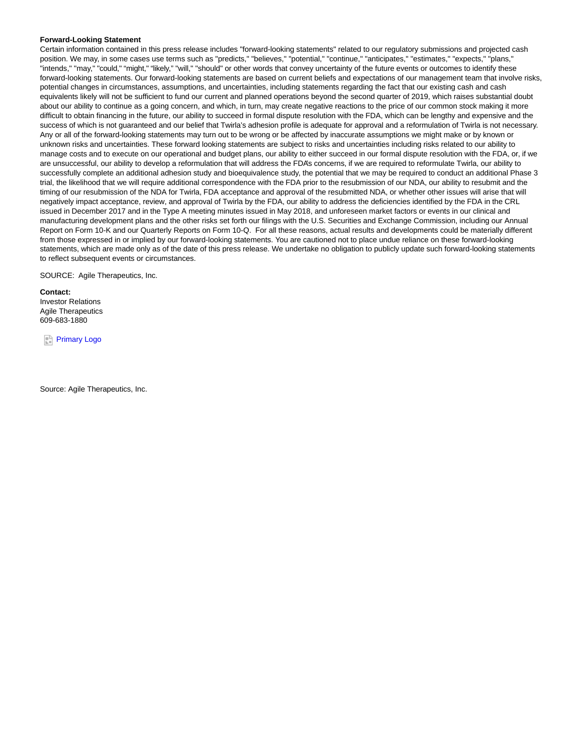**Forward-Looking Statement**

Certain information contained in this press release includes "forward-looking statements" related to our regulatory submissions and projected cash position. We may, in some cases use terms such as "predicts," "believes," "potential," "continue," "anticipates," "estimates," "expects," "plans," "intends," "may," "could," "might," "likely," "will," "should" or other words that convey uncertainty of the future events or outcomes to identify these forward-looking statements. Our forward-looking statements are based on current beliefs and expectations of our management team that involve risks, potential changes in circumstances, assumptions, and uncertainties, including statements regarding the fact that our existing cash and cash equivalents likely will not be sufficient to fund our current and planned operations beyond the second quarter of 2019, which raises substantial doubt about our ability to continue as a going concern, and which, in turn, may create negative reactions to the price of our common stock making it more difficult to obtain financing in the future, our ability to succeed in formal dispute resolution with the FDA, which can be lengthy and expensive and the success of which is not guaranteed and our belief that Twirla's adhesion profile is adequate for approval and a reformulation of Twirla is not necessary. Any or all of the forward-looking statements may turn out to be wrong or be affected by inaccurate assumptions we might make or by known or unknown risks and uncertainties. These forward looking statements are subject to risks and uncertainties including risks related to our ability to manage costs and to execute on our operational and budget plans, our ability to either succeed in our formal dispute resolution with the FDA, or, if we are unsuccessful, our ability to develop a reformulation that will address the FDA's concerns, if we are required to reformulate Twirla, our ability to successfully complete an additional adhesion study and bioequivalence study, the potential that we may be required to conduct an additional Phase 3 trial, the likelihood that we will require additional correspondence with the FDA prior to the resubmission of our NDA, our ability to resubmit and the timing of our resubmission of the NDA for Twirla, FDA acceptance and approval of the resubmitted NDA, or whether other issues will arise that will negatively impact acceptance, review, and approval of Twirla by the FDA, our ability to address the deficiencies identified by the FDA in the CRL issued in December 2017 and in the Type A meeting minutes issued in May 2018, and unforeseen market factors or events in our clinical and manufacturing development plans and the other risks set forth our filings with the U.S. Securities and Exchange Commission, including our Annual Report on Form 10-K and our Quarterly Reports on Form 10-Q. For all these reasons, actual results and developments could be materially different from those expressed in or implied by our forward-looking statements. You are cautioned not to place undue reliance on these forward-looking statements, which are made only as of the date of this press release. We undertake no obligation to publicly update such forward-looking statements to reflect subsequent events or circumstances.

SOURCE: Agile Therapeutics, Inc.

**Contact:**
Investor Relations
Agile Therapeutics
609-683-1880

Primary Logo

Source: Agile Therapeutics, Inc.